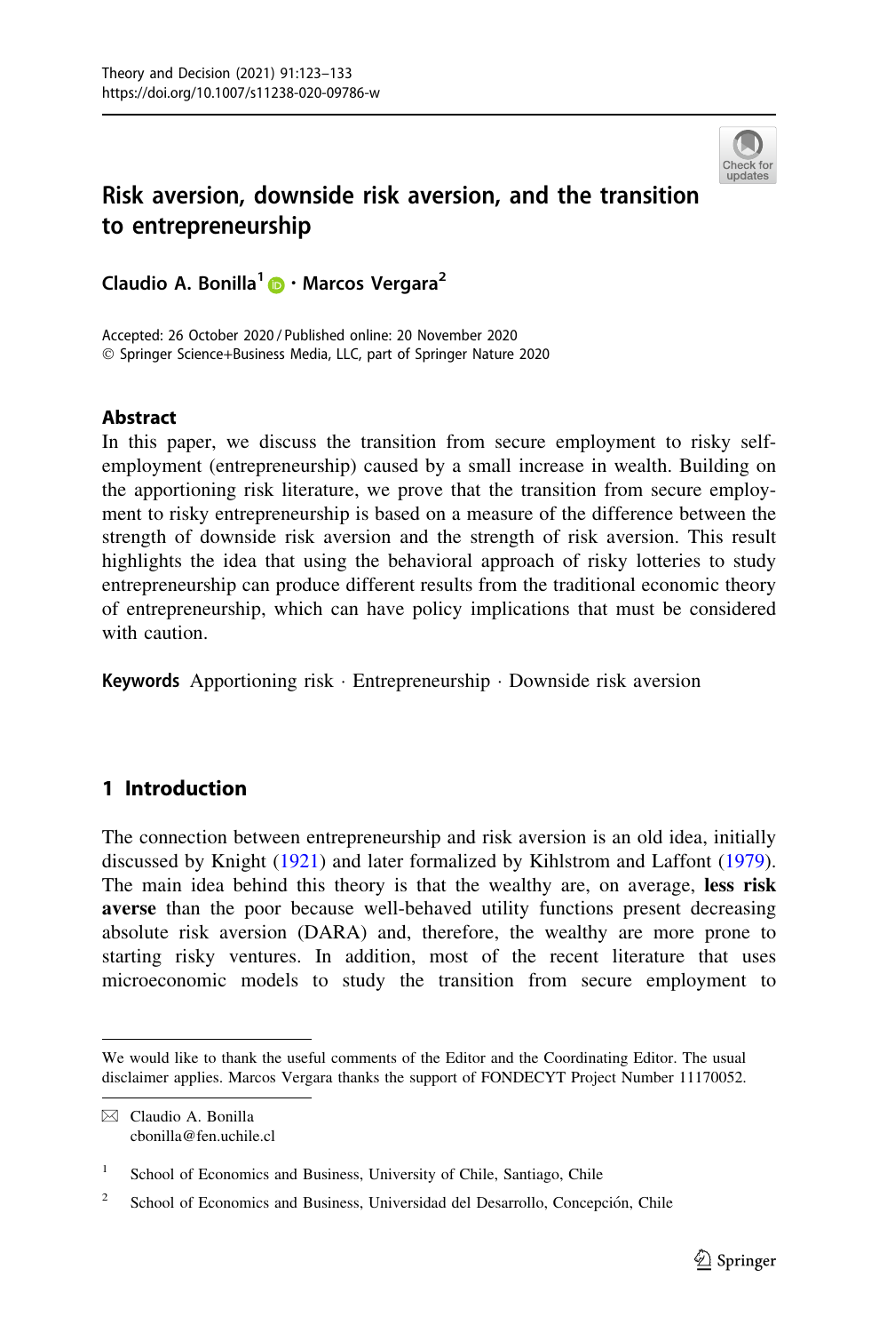# Risk aversion, downside risk aversion, and the transition to entrepreneurship

**Claudio A. Bonilla**[1] **· Marcos Vergara**[2]

Accepted: 26 October 2020 / Published online: 20 November 2020
© Springer Science+Business Media, LLC, part of Springer Nature 2020

## Abstract

In this paper, we discuss the transition from secure employment to risky self-employment (entrepreneurship) caused by a small increase in wealth. Building on the apportioning risk literature, we prove that the transition from secure employment to risky entrepreneurship is based on a measure of the difference between the strength of downside risk aversion and the strength of risk aversion. This result highlights the idea that using the behavioral approach of risky lotteries to study entrepreneurship can produce different results from the traditional economic theory of entrepreneurship, which can have policy implications that must be considered with caution.

**Keywords** Apportioning risk · Entrepreneurship · Downside risk aversion

## 1 Introduction

The connection between entrepreneurship and risk aversion is an old idea, initially discussed by Knight (1921) and later formalized by Kihlstrom and Laffont (1979). The main idea behind this theory is that the wealthy are, on average, **less risk averse** than the poor because well-behaved utility functions present decreasing absolute risk aversion (DARA) and, therefore, the wealthy are more prone to starting risky ventures. In addition, most of the recent literature that uses microeconomic models to study the transition from secure employment to

---

We would like to thank the useful comments of the Editor and the Coordinating Editor. The usual disclaimer applies. Marcos Vergara thanks the support of FONDECYT Project Number 11170052.

✉ Claudio A. Bonilla
cbonilla@fen.uchile.cl

[1] School of Economics and Business, University of Chile, Santiago, Chile

[2] School of Economics and Business, Universidad del Desarrollo, Concepción, Chile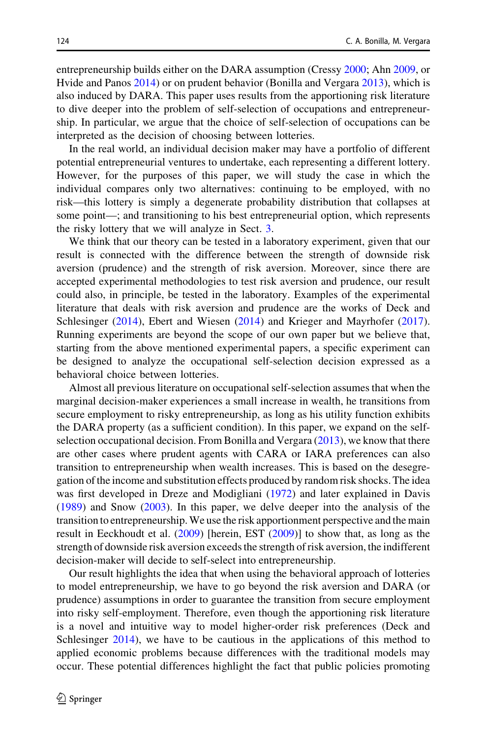entrepreneurship builds either on the DARA assumption (Cressy 2000; Ahn 2009, or Hvide and Panos 2014) or on prudent behavior (Bonilla and Vergara 2013), which is also induced by DARA. This paper uses results from the apportioning risk literature to dive deeper into the problem of self-selection of occupations and entrepreneurship. In particular, we argue that the choice of self-selection of occupations can be interpreted as the decision of choosing between lotteries.

In the real world, an individual decision maker may have a portfolio of different potential entrepreneurial ventures to undertake, each representing a different lottery. However, for the purposes of this paper, we will study the case in which the individual compares only two alternatives: continuing to be employed, with no risk—this lottery is simply a degenerate probability distribution that collapses at some point—; and transitioning to his best entrepreneurial option, which represents the risky lottery that we will analyze in Sect. 3.

We think that our theory can be tested in a laboratory experiment, given that our result is connected with the difference between the strength of downside risk aversion (prudence) and the strength of risk aversion. Moreover, since there are accepted experimental methodologies to test risk aversion and prudence, our result could also, in principle, be tested in the laboratory. Examples of the experimental literature that deals with risk aversion and prudence are the works of Deck and Schlesinger (2014), Ebert and Wiesen (2014) and Krieger and Mayrhofer (2017). Running experiments are beyond the scope of our own paper but we believe that, starting from the above mentioned experimental papers, a specific experiment can be designed to analyze the occupational self-selection decision expressed as a behavioral choice between lotteries.

Almost all previous literature on occupational self-selection assumes that when the marginal decision-maker experiences a small increase in wealth, he transitions from secure employment to risky entrepreneurship, as long as his utility function exhibits the DARA property (as a sufficient condition). In this paper, we expand on the self-selection occupational decision. From Bonilla and Vergara (2013), we know that there are other cases where prudent agents with CARA or IARA preferences can also transition to entrepreneurship when wealth increases. This is based on the desegregation of the income and substitution effects produced by random risk shocks. The idea was first developed in Dreze and Modigliani (1972) and later explained in Davis (1989) and Snow (2003). In this paper, we delve deeper into the analysis of the transition to entrepreneurship. We use the risk apportionment perspective and the main result in Eeckhoudt et al. (2009) [herein, EST (2009)] to show that, as long as the strength of downside risk aversion exceeds the strength of risk aversion, the indifferent decision-maker will decide to self-select into entrepreneurship.

Our result highlights the idea that when using the behavioral approach of lotteries to model entrepreneurship, we have to go beyond the risk aversion and DARA (or prudence) assumptions in order to guarantee the transition from secure employment into risky self-employment. Therefore, even though the apportioning risk literature is a novel and intuitive way to model higher-order risk preferences (Deck and Schlesinger 2014), we have to be cautious in the applications of this method to applied economic problems because differences with the traditional models may occur. These potential differences highlight the fact that public policies promoting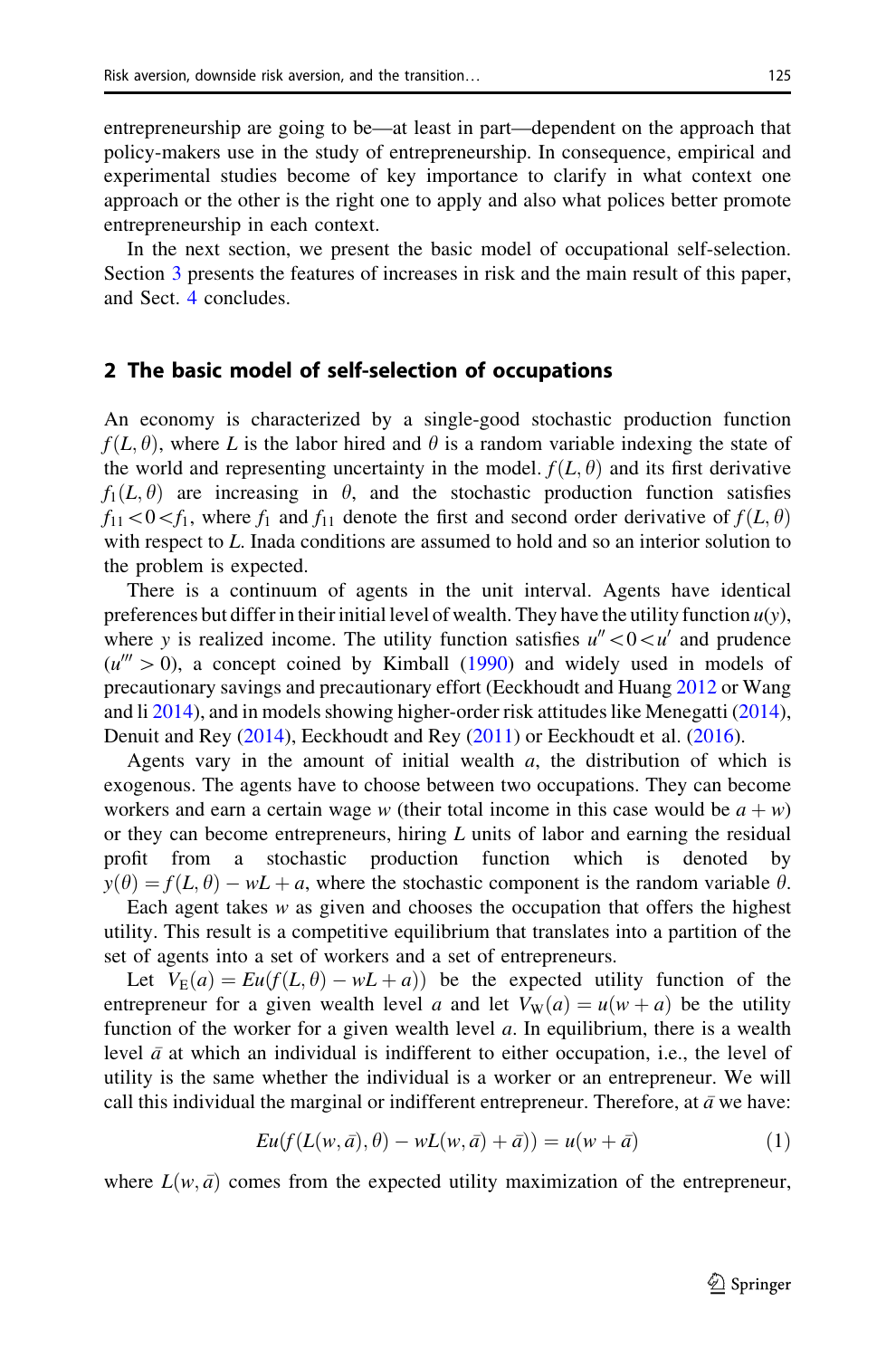entrepreneurship are going to be—at least in part—dependent on the approach that policy-makers use in the study of entrepreneurship. In consequence, empirical and experimental studies become of key importance to clarify in what context one approach or the other is the right one to apply and also what polices better promote entrepreneurship in each context.

In the next section, we present the basic model of occupational self-selection. Section 3 presents the features of increases in risk and the main result of this paper, and Sect. 4 concludes.

## 2 The basic model of self-selection of occupations

An economy is characterized by a single-good stochastic production function $f(L, \theta)$, where $L$ is the labor hired and $\theta$ is a random variable indexing the state of the world and representing uncertainty in the model. $f(L, \theta)$ and its first derivative $f_1(L, \theta)$ are increasing in $\theta$, and the stochastic production function satisfies $f_{11} < 0 < f_1$, where $f_1$ and $f_{11}$ denote the first and second order derivative of $f(L, \theta)$ with respect to $L$. Inada conditions are assumed to hold and so an interior solution to the problem is expected.

There is a continuum of agents in the unit interval. Agents have identical preferences but differ in their initial level of wealth. They have the utility function $u(y)$, where $y$ is realized income. The utility function satisfies $u'' < 0 < u'$ and prudence ($u''' > 0$), a concept coined by Kimball (1990) and widely used in models of precautionary savings and precautionary effort (Eeckhoudt and Huang 2012 or Wang and li 2014), and in models showing higher-order risk attitudes like Menegatti (2014), Denuit and Rey (2014), Eeckhoudt and Rey (2011) or Eeckhoudt et al. (2016).

Agents vary in the amount of initial wealth $a$, the distribution of which is exogenous. The agents have to choose between two occupations. They can become workers and earn a certain wage $w$ (their total income in this case would be $a + w$) or they can become entrepreneurs, hiring $L$ units of labor and earning the residual profit from a stochastic production function which is denoted by $y(\theta) = f(L, \theta) - wL + a$, where the stochastic component is the random variable $\theta$.

Each agent takes $w$ as given and chooses the occupation that offers the highest utility. This result is a competitive equilibrium that translates into a partition of the set of agents into a set of workers and a set of entrepreneurs.

Let $V_E(a) = Eu(f(L, \theta) - wL + a))$ be the expected utility function of the entrepreneur for a given wealth level $a$ and let $V_W(a) = u(w + a)$ be the utility function of the worker for a given wealth level $a$. In equilibrium, there is a wealth level $\bar{a}$ at which an individual is indifferent to either occupation, i.e., the level of utility is the same whether the individual is a worker or an entrepreneur. We will call this individual the marginal or indifferent entrepreneur. Therefore, at $\bar{a}$ we have:

$$Eu(f(L(w, \bar{a}), \theta) - wL(w, \bar{a}) + \bar{a})) = u(w + \bar{a}) \tag{1}$$

where $L(w, \bar{a})$ comes from the expected utility maximization of the entrepreneur,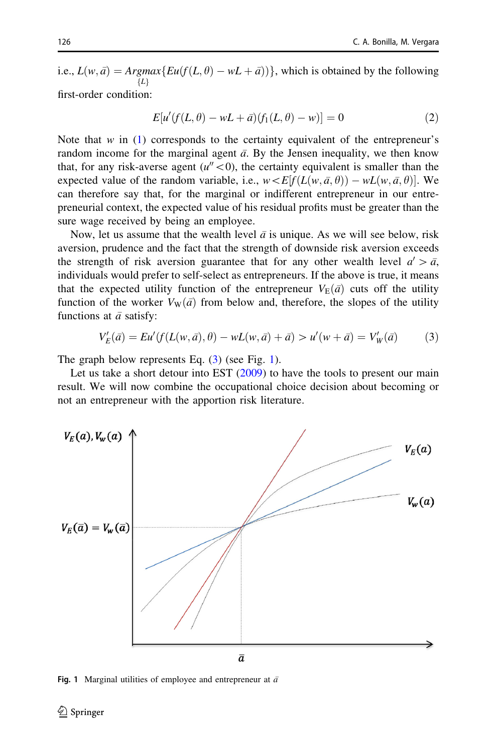i.e., $L(w, \bar{a}) = \underset{\{L\}}{Argmax}\{Eu(f(L, \theta) - wL + \bar{a}))\}$, which is obtained by the following first-order condition:

$$E[u'(f(L, \theta) - wL + \bar{a})(f_1(L, \theta) - w)] = 0 \tag{2}$$

Note that $w$ in (1) corresponds to the certainty equivalent of the entrepreneur's random income for the marginal agent $\bar{a}$. By the Jensen inequality, we then know that, for any risk-averse agent ($u'' < 0$), the certainty equivalent is smaller than the expected value of the random variable, i.e., $w < E[f(L(w, \bar{a}, \theta)) - wL(w, \bar{a}, \theta)]$. We can therefore say that, for the marginal or indifferent entrepreneur in our entrepreneurial context, the expected value of his residual profits must be greater than the sure wage received by being an employee.

Now, let us assume that the wealth level $\bar{a}$ is unique. As we will see below, risk aversion, prudence and the fact that the strength of downside risk aversion exceeds the strength of risk aversion guarantee that for any other wealth level $a' > \bar{a}$, individuals would prefer to self-select as entrepreneurs. If the above is true, it means that the expected utility function of the entrepreneur $V_E(\bar{a})$ cuts off the utility function of the worker $V_W(\bar{a})$ from below and, therefore, the slopes of the utility functions at $\bar{a}$ satisfy:

$$V'_E(\bar{a}) = Eu'(f(L(w, \bar{a}), \theta) - wL(w, \bar{a}) + \bar{a}) > u'(w + \bar{a}) = V'_W(\bar{a}) \tag{3}$$

The graph below represents Eq. (3) (see Fig. 1).

Let us take a short detour into EST (2009) to have the tools to present our main result. We will now combine the occupational choice decision about becoming or not an entrepreneur with the apportion risk literature.

**Fig. 1** Marginal utilities of employee and entrepreneur at $\bar{a}$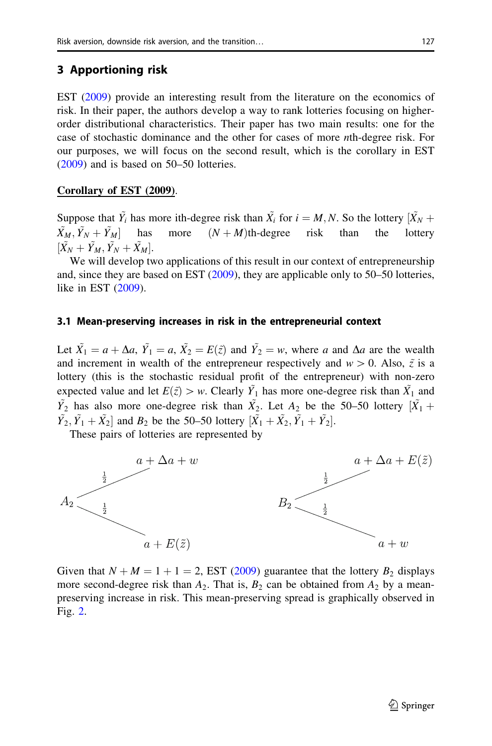## 3 Apportioning risk

EST (2009) provide an interesting result from the literature on the economics of risk. In their paper, the authors develop a way to rank lotteries focusing on higher-order distributional characteristics. Their paper has two main results: one for the case of stochastic dominance and the other for cases of more *n*th-degree risk. For our purposes, we will focus on the second result, which is the corollary in EST (2009) and is based on 50–50 lotteries.

**Corollary of EST (2009)**.

Suppose that $\tilde{Y}_i$ has more ith-degree risk than $\tilde{X}_i$ for $i = M, N$. So the lottery $[\tilde{X}_N + \tilde{X}_M, \tilde{Y}_N + \tilde{Y}_M]$ has more $(N+M)$th-degree risk than the lottery $[\tilde{X}_N + \tilde{Y}_M, \tilde{Y}_N + \tilde{X}_M]$.

We will develop two applications of this result in our context of entrepreneurship and, since they are based on EST (2009), they are applicable only to 50–50 lotteries, like in EST (2009).

### 3.1 Mean-preserving increases in risk in the entrepreneurial context

Let $\tilde{X}_1 = a + \Delta a$, $\tilde{Y}_1 = a$, $\tilde{X}_2 = E(\tilde{z})$ and $\tilde{Y}_2 = w$, where $a$ and $\Delta a$ are the wealth and increment in wealth of the entrepreneur respectively and $w > 0$. Also, $\tilde{z}$ is a lottery (this is the stochastic residual profit of the entrepreneur) with non-zero expected value and let $E(\tilde{z}) > w$. Clearly $\tilde{Y}_1$ has more one-degree risk than $\tilde{X}_1$ and $\tilde{Y}_2$ has also more one-degree risk than $\tilde{X}_2$. Let $A_2$ be the 50–50 lottery $[\tilde{X}_1 + \tilde{Y}_2, \tilde{Y}_1 + \tilde{X}_2]$ and $B_2$ be the 50–50 lottery $[\tilde{X}_1 + \tilde{X}_2, \tilde{Y}_1 + \tilde{Y}_2]$.

These pairs of lotteries are represented by

$$A_2: \quad \tfrac{1}{2} \to a + \Delta a + w, \quad \tfrac{1}{2} \to a + E(\tilde{z})$$

$$B_2: \quad \tfrac{1}{2} \to a + \Delta a + E(\tilde{z}), \quad \tfrac{1}{2} \to a + w$$

Given that $N + M = 1 + 1 = 2$, EST (2009) guarantee that the lottery $B_2$ displays more second-degree risk than $A_2$. That is, $B_2$ can be obtained from $A_2$ by a mean-preserving increase in risk. This mean-preserving spread is graphically observed in Fig. 2.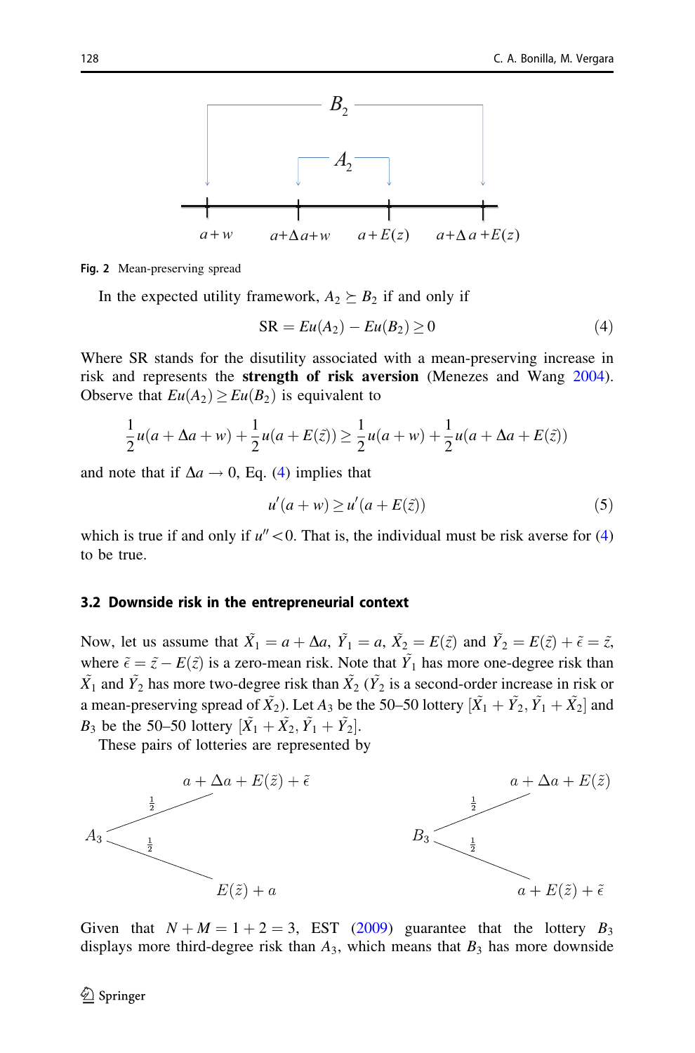Fig. 2 Mean-preserving spread

In the expected utility framework, $A_2 \succeq B_2$ if and only if

$$\text{SR} = Eu(A_2) - Eu(B_2) \geq 0 \tag{4}$$

Where SR stands for the disutility associated with a mean-preserving increase in risk and represents the **strength of risk aversion** (Menezes and Wang 2004). Observe that $Eu(A_2) \geq Eu(B_2)$ is equivalent to

$$\frac{1}{2}u(a + \Delta a + w) + \frac{1}{2}u(a + E(\tilde{z})) \geq \frac{1}{2}u(a + w) + \frac{1}{2}u(a + \Delta a + E(\tilde{z}))$$

and note that if $\Delta a \to 0$, Eq. (4) implies that

$$u'(a + w) \geq u'(a + E(\tilde{z})) \tag{5}$$

which is true if and only if $u'' < 0$. That is, the individual must be risk averse for (4) to be true.

### 3.2 Downside risk in the entrepreneurial context

Now, let us assume that $\tilde{X}_1 = a + \Delta a$, $\tilde{Y}_1 = a$, $\tilde{X}_2 = E(\tilde{z})$ and $\tilde{Y}_2 = E(\tilde{z}) + \tilde{\epsilon} = \tilde{z}$, where $\tilde{\epsilon} = \tilde{z} - E(\tilde{z})$ is a zero-mean risk. Note that $\tilde{Y}_1$ has more one-degree risk than $\tilde{X}_1$ and $\tilde{Y}_2$ has more two-degree risk than $\tilde{X}_2$ ($\tilde{Y}_2$ is a second-order increase in risk or a mean-preserving spread of $\tilde{X}_2$). Let $A_3$ be the 50–50 lottery $[\tilde{X}_1 + \tilde{Y}_2, \tilde{Y}_1 + \tilde{X}_2]$ and $B_3$ be the 50–50 lottery $[\tilde{X}_1 + \tilde{X}_2, \tilde{Y}_1 + \tilde{Y}_2]$.

These pairs of lotteries are represented by

$A_3$: with probability $\frac{1}{2}$, $a + \Delta a + E(\tilde{z}) + \tilde{\epsilon}$; with probability $\frac{1}{2}$, $E(\tilde{z}) + a$

$B_3$: with probability $\frac{1}{2}$, $a + \Delta a + E(\tilde{z})$; with probability $\frac{1}{2}$, $a + E(\tilde{z}) + \tilde{\epsilon}$

Given that $N + M = 1 + 2 = 3$, EST (2009) guarantee that the lottery $B_3$ displays more third-degree risk than $A_3$, which means that $B_3$ has more downside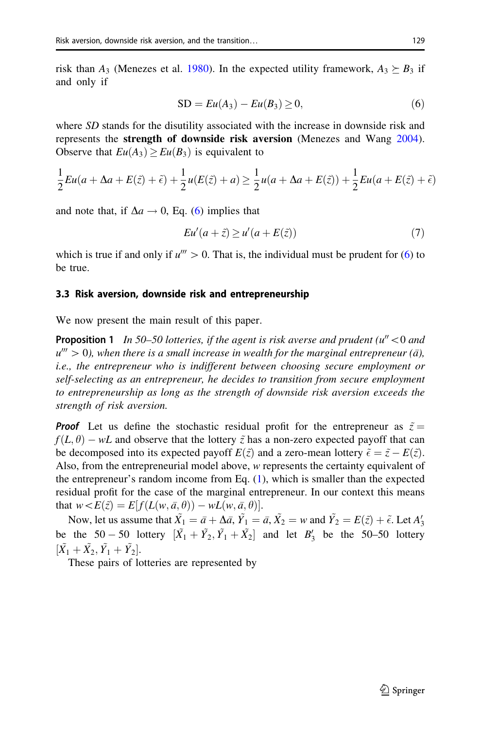risk than $A_3$ (Menezes et al. 1980). In the expected utility framework, $A_3 \succeq B_3$ if and only if

$$\text{SD} = Eu(A_3) - Eu(B_3) \geq 0, \tag{6}$$

where *SD* stands for the disutility associated with the increase in downside risk and represents the **strength of downside risk aversion** (Menezes and Wang 2004). Observe that $Eu(A_3) \geq Eu(B_3)$ is equivalent to

$$\frac{1}{2}Eu(a + \Delta a + E(\tilde{z}) + \tilde{\epsilon}) + \frac{1}{2}u(E(\tilde{z}) + a) \geq \frac{1}{2}u(a + \Delta a + E(\tilde{z})) + \frac{1}{2}Eu(a + E(\tilde{z}) + \tilde{\epsilon})$$

and note that, if $\Delta a \to 0$, Eq. (6) implies that

$$Eu'(a + \tilde{z}) \geq u'(a + E(\tilde{z})) \tag{7}$$

which is true if and only if $u''' > 0$. That is, the individual must be prudent for (6) to be true.

### 3.3 Risk aversion, downside risk and entrepreneurship

We now present the main result of this paper.

**Proposition 1** *In 50–50 lotteries, if the agent is risk averse and prudent ($u'' < 0$ and $u''' > 0$), when there is a small increase in wealth for the marginal entrepreneur ($\bar{a}$), i.e., the entrepreneur who is indifferent between choosing secure employment or self-selecting as an entrepreneur, he decides to transition from secure employment to entrepreneurship as long as the strength of downside risk aversion exceeds the strength of risk aversion.*

***Proof*** Let us define the stochastic residual profit for the entrepreneur as $\tilde{z} = f(L, \theta) - wL$ and observe that the lottery $\tilde{z}$ has a non-zero expected payoff that can be decomposed into its expected payoff $E(\tilde{z})$ and a zero-mean lottery $\tilde{\epsilon} = \tilde{z} - E(\tilde{z})$. Also, from the entrepreneurial model above, $w$ represents the certainty equivalent of the entrepreneur's random income from Eq. (1), which is smaller than the expected residual profit for the case of the marginal entrepreneur. In our context this means that $w < E(\tilde{z}) = E[f(L(w, \bar{a}, \theta)) - wL(w, \bar{a}, \theta)]$.

Now, let us assume that $\tilde{X}_1 = \bar{a} + \Delta\bar{a}$, $\tilde{Y}_1 = \bar{a}$, $\tilde{X}_2 = w$ and $\tilde{Y}_2 = E(\tilde{z}) + \tilde{\epsilon}$. Let $A_3'$ be the $50 - 50$ lottery $[\tilde{X}_1 + \tilde{Y}_2, \tilde{Y}_1 + \tilde{X}_2]$ and let $B_3'$ be the 50–50 lottery $[\tilde{X}_1 + \tilde{X}_2, \tilde{Y}_1 + \tilde{Y}_2]$.

These pairs of lotteries are represented by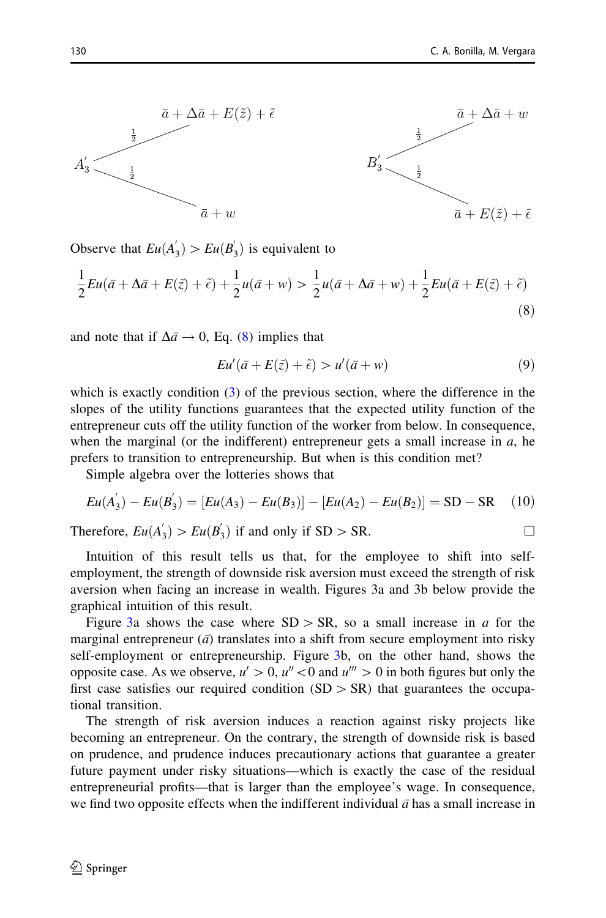$$A_3' \quad \begin{cases} \tfrac{1}{2}: & \bar{a} + \Delta\bar{a} + E(\tilde{z}) + \tilde{\epsilon} \\ \tfrac{1}{2}: & \bar{a} + w \end{cases} \qquad\qquad B_3' \quad \begin{cases} \tfrac{1}{2}: & \bar{a} + \Delta\bar{a} + w \\ \tfrac{1}{2}: & \bar{a} + E(\tilde{z}) + \tilde{\epsilon} \end{cases}$$

Observe that $Eu(A_3^{'}) > Eu(B_3^{'})$ is equivalent to

$$\frac{1}{2}Eu(\bar{a} + \Delta\bar{a} + E(\tilde{z}) + \tilde{\epsilon}) + \frac{1}{2}u(\bar{a} + w) > \frac{1}{2}u(\bar{a} + \Delta\bar{a} + w) + \frac{1}{2}Eu(\bar{a} + E(\tilde{z}) + \tilde{\epsilon}) \tag{8}$$

and note that if $\Delta\bar{a} \to 0$, Eq. (8) implies that

$$Eu'(\bar{a} + E(\tilde{z}) + \tilde{\epsilon}) > u'(\bar{a} + w) \tag{9}$$

which is exactly condition (3) of the previous section, where the difference in the slopes of the utility functions guarantees that the expected utility function of the entrepreneur cuts off the utility function of the worker from below. In consequence, when the marginal (or the indifferent) entrepreneur gets a small increase in $a$, he prefers to transition to entrepreneurship. But when is this condition met?

Simple algebra over the lotteries shows that

$$Eu(A_3^{'}) - Eu(B_3^{'}) = [Eu(A_3) - Eu(B_3)] - [Eu(A_2) - Eu(B_2)] = \text{SD} - \text{SR} \tag{10}$$

Therefore, $Eu(A_3^{'}) > Eu(B_3^{'})$ if and only if SD > SR. □

Intuition of this result tells us that, for the employee to shift into self-employment, the strength of downside risk aversion must exceed the strength of risk aversion when facing an increase in wealth. Figures 3a and 3b below provide the graphical intuition of this result.

Figure 3a shows the case where SD > SR, so a small increase in $a$ for the marginal entrepreneur ($\bar{a}$) translates into a shift from secure employment into risky self-employment or entrepreneurship. Figure 3b, on the other hand, shows the opposite case. As we observe, $u' > 0$, $u'' < 0$ and $u''' > 0$ in both figures but only the first case satisfies our required condition (SD > SR) that guarantees the occupational transition.

The strength of risk aversion induces a reaction against risky projects like becoming an entrepreneur. On the contrary, the strength of downside risk is based on prudence, and prudence induces precautionary actions that guarantee a greater future payment under risky situations—which is exactly the case of the residual entrepreneurial profits—that is larger than the employee's wage. In consequence, we find two opposite effects when the indifferent individual $\bar{a}$ has a small increase in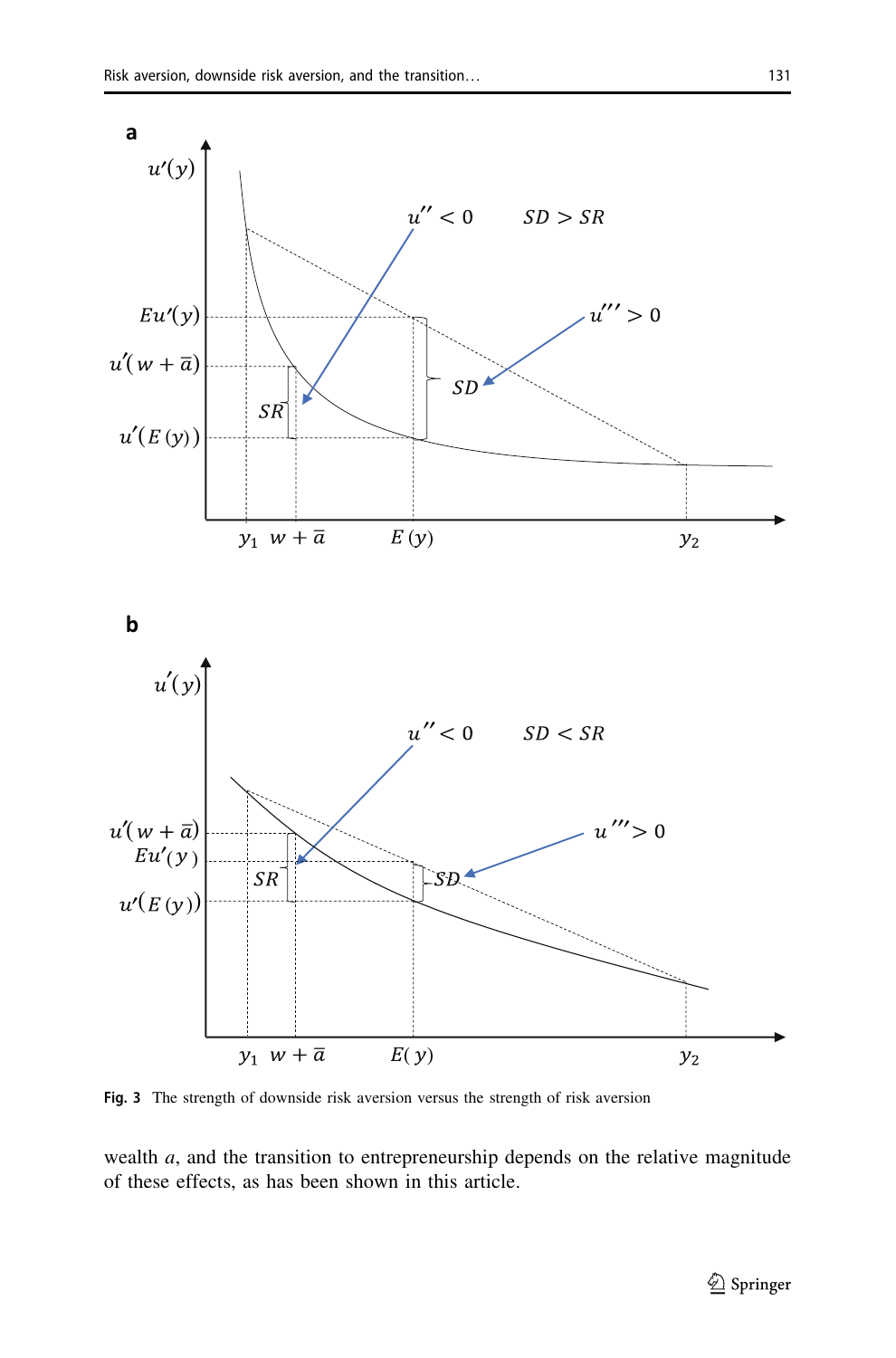Fig. 3 The strength of downside risk aversion versus the strength of risk aversion

wealth $a$, and the transition to entrepreneurship depends on the relative magnitude of these effects, as has been shown in this article.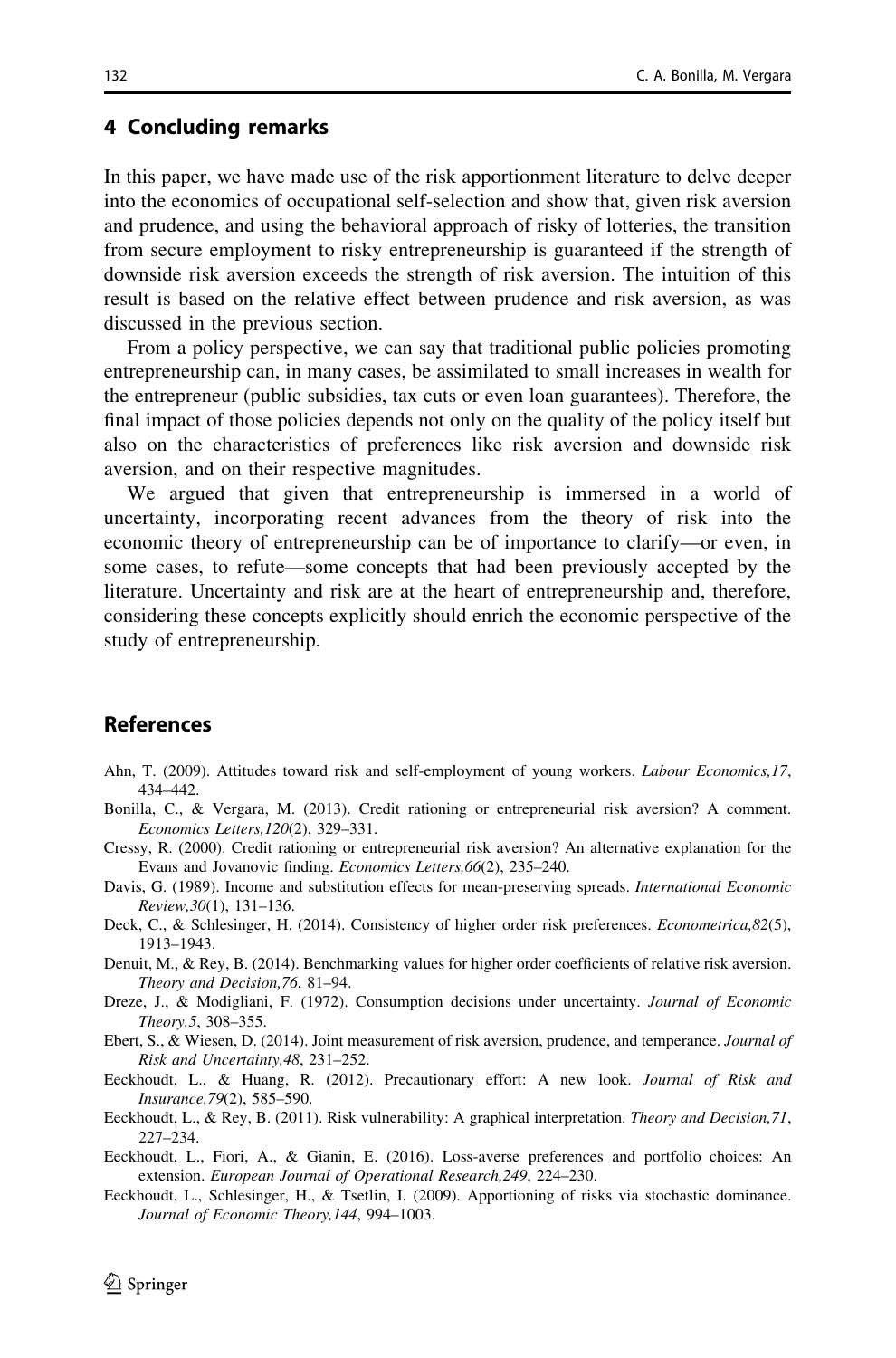## 4 Concluding remarks

In this paper, we have made use of the risk apportionment literature to delve deeper into the economics of occupational self-selection and show that, given risk aversion and prudence, and using the behavioral approach of risky of lotteries, the transition from secure employment to risky entrepreneurship is guaranteed if the strength of downside risk aversion exceeds the strength of risk aversion. The intuition of this result is based on the relative effect between prudence and risk aversion, as was discussed in the previous section.

From a policy perspective, we can say that traditional public policies promoting entrepreneurship can, in many cases, be assimilated to small increases in wealth for the entrepreneur (public subsidies, tax cuts or even loan guarantees). Therefore, the final impact of those policies depends not only on the quality of the policy itself but also on the characteristics of preferences like risk aversion and downside risk aversion, and on their respective magnitudes.

We argued that given that entrepreneurship is immersed in a world of uncertainty, incorporating recent advances from the theory of risk into the economic theory of entrepreneurship can be of importance to clarify—or even, in some cases, to refute—some concepts that had been previously accepted by the literature. Uncertainty and risk are at the heart of entrepreneurship and, therefore, considering these concepts explicitly should enrich the economic perspective of the study of entrepreneurship.

## References

Ahn, T. (2009). Attitudes toward risk and self-employment of young workers. *Labour Economics,17*, 434–442.

Bonilla, C., & Vergara, M. (2013). Credit rationing or entrepreneurial risk aversion? A comment. *Economics Letters,120*(2), 329–331.

Cressy, R. (2000). Credit rationing or entrepreneurial risk aversion? An alternative explanation for the Evans and Jovanovic finding. *Economics Letters,66*(2), 235–240.

Davis, G. (1989). Income and substitution effects for mean-preserving spreads. *International Economic Review,30*(1), 131–136.

Deck, C., & Schlesinger, H. (2014). Consistency of higher order risk preferences. *Econometrica,82*(5), 1913–1943.

Denuit, M., & Rey, B. (2014). Benchmarking values for higher order coefficients of relative risk aversion. *Theory and Decision,76*, 81–94.

Dreze, J., & Modigliani, F. (1972). Consumption decisions under uncertainty. *Journal of Economic Theory,5*, 308–355.

Ebert, S., & Wiesen, D. (2014). Joint measurement of risk aversion, prudence, and temperance. *Journal of Risk and Uncertainty,48*, 231–252.

Eeckhoudt, L., & Huang, R. (2012). Precautionary effort: A new look. *Journal of Risk and Insurance,79*(2), 585–590.

Eeckhoudt, L., & Rey, B. (2011). Risk vulnerability: A graphical interpretation. *Theory and Decision,71*, 227–234.

Eeckhoudt, L., Fiori, A., & Gianin, E. (2016). Loss-averse preferences and portfolio choices: An extension. *European Journal of Operational Research,249*, 224–230.

Eeckhoudt, L., Schlesinger, H., & Tsetlin, I. (2009). Apportioning of risks via stochastic dominance. *Journal of Economic Theory,144*, 994–1003.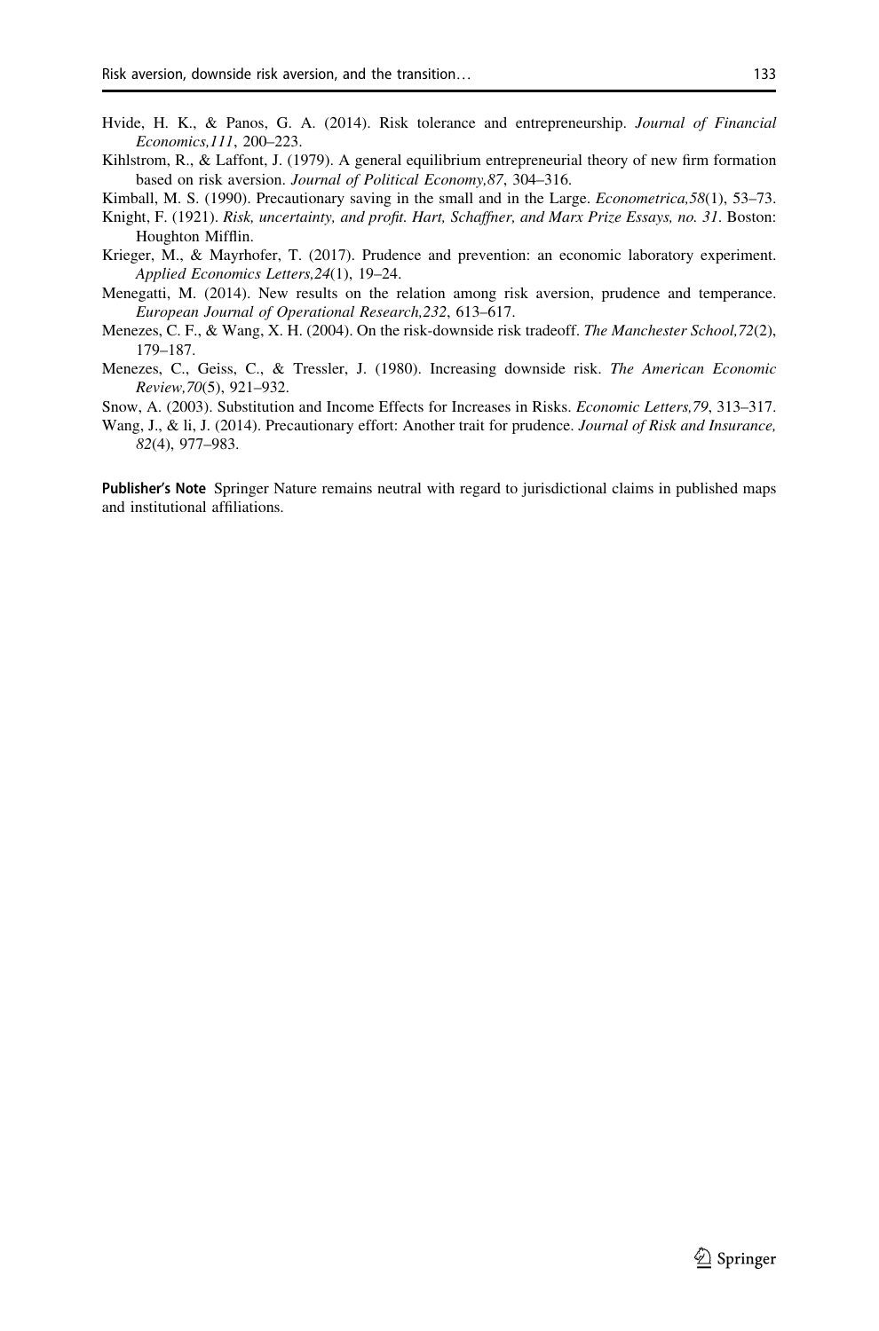Hvide, H. K., & Panos, G. A. (2014). Risk tolerance and entrepreneurship. *Journal of Financial Economics,111*, 200–223.

Kihlstrom, R., & Laffont, J. (1979). A general equilibrium entrepreneurial theory of new firm formation based on risk aversion. *Journal of Political Economy,87*, 304–316.

Kimball, M. S. (1990). Precautionary saving in the small and in the Large. *Econometrica,58*(1), 53–73.

Knight, F. (1921). *Risk, uncertainty, and profit. Hart, Schaffner, and Marx Prize Essays, no. 31*. Boston: Houghton Mifflin.

Krieger, M., & Mayrhofer, T. (2017). Prudence and prevention: an economic laboratory experiment. *Applied Economics Letters,24*(1), 19–24.

Menegatti, M. (2014). New results on the relation among risk aversion, prudence and temperance. *European Journal of Operational Research,232*, 613–617.

Menezes, C. F., & Wang, X. H. (2004). On the risk-downside risk tradeoff. *The Manchester School,72*(2), 179–187.

Menezes, C., Geiss, C., & Tressler, J. (1980). Increasing downside risk. *The American Economic Review,70*(5), 921–932.

Snow, A. (2003). Substitution and Income Effects for Increases in Risks. *Economic Letters,79*, 313–317.

Wang, J., & li, J. (2014). Precautionary effort: Another trait for prudence. *Journal of Risk and Insurance, 82*(4), 977–983.

**Publisher's Note** Springer Nature remains neutral with regard to jurisdictional claims in published maps and institutional affiliations.